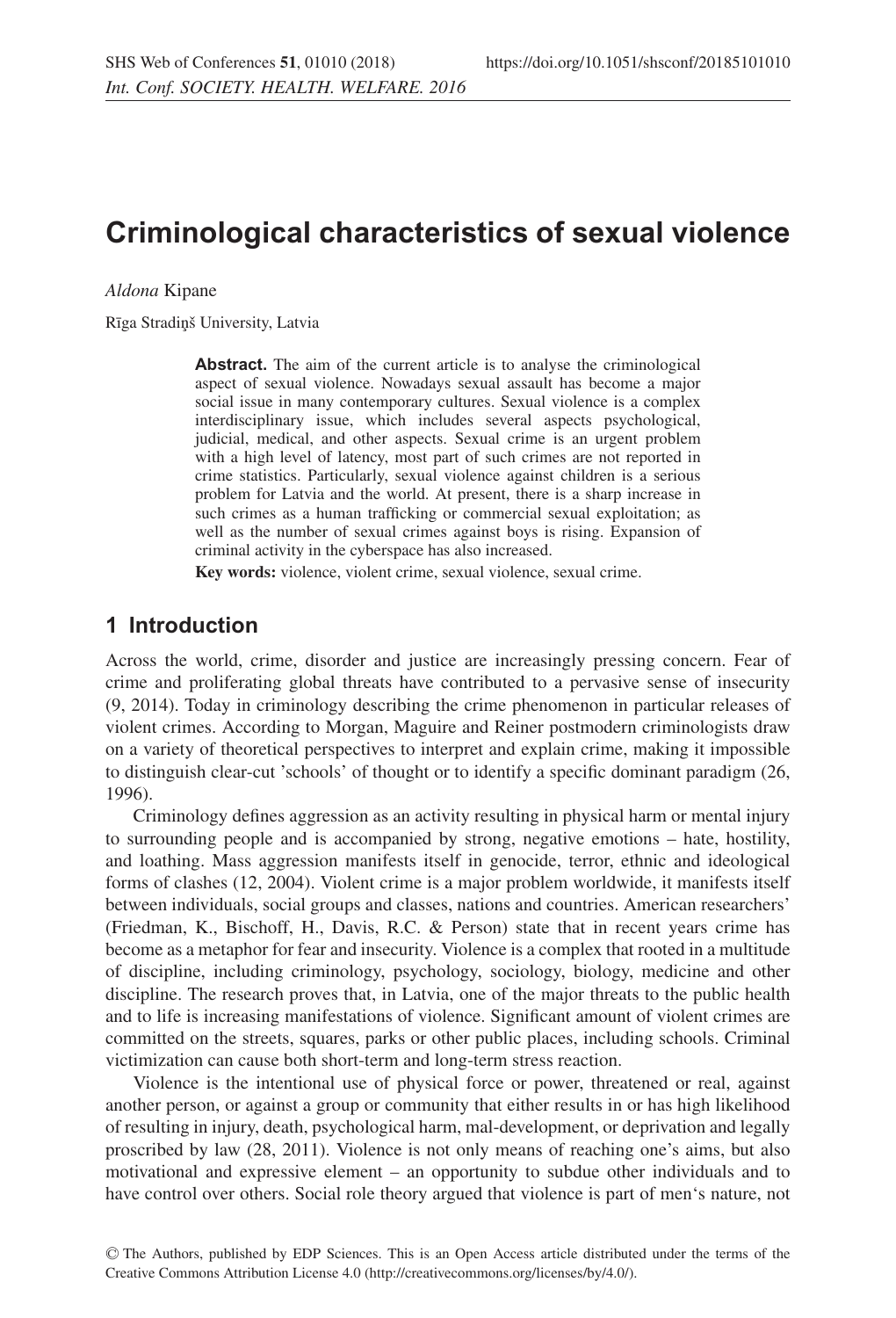# Criminological characteristics of sexual violence

*Aldona* Kipane

Rīga Stradiņš University, Latvia

**Abstract.** The aim of the current article is to analyse the criminological aspect of sexual violence. Nowadays sexual assault has become a major social issue in many contemporary cultures. Sexual violence is a complex interdisciplinary issue, which includes several aspects psychological, judicial, medical, and other aspects. Sexual crime is an urgent problem with a high level of latency, most part of such crimes are not reported in crime statistics. Particularly, sexual violence against children is a serious problem for Latvia and the world. At present, there is a sharp increase in such crimes as a human trafficking or commercial sexual exploitation; as well as the number of sexual crimes against boys is rising. Expansion of criminal activity in the cyberspace has also increased.

**Key words:** violence, violent crime, sexual violence, sexual crime.

## 1 Introduction

Across the world, crime, disorder and justice are increasingly pressing concern. Fear of crime and proliferating global threats have contributed to a pervasive sense of insecurity (9, 2014). Today in criminology describing the crime phenomenon in particular releases of violent crimes. According to Morgan, Maguire and Reiner postmodern criminologists draw on a variety of theoretical perspectives to interpret and explain crime, making it impossible to distinguish clear-cut 'schools' of thought or to identify a specific dominant paradigm (26, 1996).

Criminology defines aggression as an activity resulting in physical harm or mental injury to surrounding people and is accompanied by strong, negative emotions – hate, hostility, and loathing. Mass aggression manifests itself in genocide, terror, ethnic and ideological forms of clashes (12, 2004). Violent crime is a major problem worldwide, it manifests itself between individuals, social groups and classes, nations and countries. American researchers' (Friedman, K., Bischoff, H., Davis, R.C. & Person) state that in recent years crime has become as a metaphor for fear and insecurity. Violence is a complex that rooted in a multitude of discipline, including criminology, psychology, sociology, biology, medicine and other discipline. The research proves that, in Latvia, one of the major threats to the public health and to life is increasing manifestations of violence. Significant amount of violent crimes are committed on the streets, squares, parks or other public places, including schools. Criminal victimization can cause both short-term and long-term stress reaction.

Violence is the intentional use of physical force or power, threatened or real, against another person, or against a group or community that either results in or has high likelihood of resulting in injury, death, psychological harm, mal-development, or deprivation and legally proscribed by law (28, 2011). Violence is not only means of reaching one's aims, but also motivational and expressive element – an opportunity to subdue other individuals and to have control over others. Social role theory argued that violence is part of men's nature, not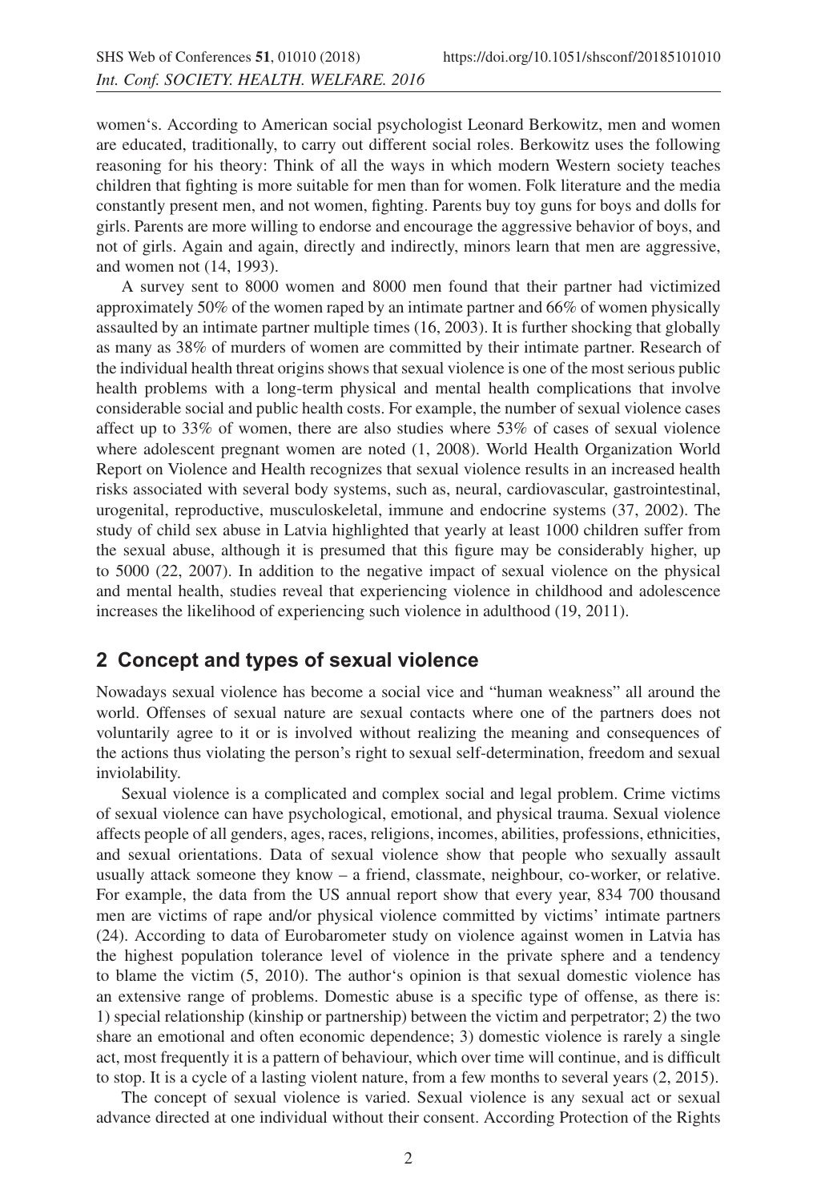women's. According to American social psychologist Leonard Berkowitz, men and women are educated, traditionally, to carry out different social roles. Berkowitz uses the following reasoning for his theory: Think of all the ways in which modern Western society teaches children that fighting is more suitable for men than for women. Folk literature and the media constantly present men, and not women, fighting. Parents buy toy guns for boys and dolls for girls. Parents are more willing to endorse and encourage the aggressive behavior of boys, and not of girls. Again and again, directly and indirectly, minors learn that men are aggressive, and women not (14, 1993).

A survey sent to 8000 women and 8000 men found that their partner had victimized approximately 50% of the women raped by an intimate partner and 66% of women physically assaulted by an intimate partner multiple times (16, 2003). It is further shocking that globally as many as 38% of murders of women are committed by their intimate partner. Research of the individual health threat origins shows that sexual violence is one of the most serious public health problems with a long-term physical and mental health complications that involve considerable social and public health costs. For example, the number of sexual violence cases affect up to 33% of women, there are also studies where 53% of cases of sexual violence where adolescent pregnant women are noted (1, 2008). World Health Organization World Report on Violence and Health recognizes that sexual violence results in an increased health risks associated with several body systems, such as, neural, cardiovascular, gastrointestinal, urogenital, reproductive, musculoskeletal, immune and endocrine systems (37, 2002). The study of child sex abuse in Latvia highlighted that yearly at least 1000 children suffer from the sexual abuse, although it is presumed that this figure may be considerably higher, up to 5000 (22, 2007). In addition to the negative impact of sexual violence on the physical and mental health, studies reveal that experiencing violence in childhood and adolescence increases the likelihood of experiencing such violence in adulthood (19, 2011).

## 2 Concept and types of sexual violence

Nowadays sexual violence has become a social vice and "human weakness" all around the world. Offenses of sexual nature are sexual contacts where one of the partners does not voluntarily agree to it or is involved without realizing the meaning and consequences of the actions thus violating the person's right to sexual self-determination, freedom and sexual inviolability.

Sexual violence is a complicated and complex social and legal problem. Crime victims of sexual violence can have psychological, emotional, and physical trauma. Sexual violence affects people of all genders, ages, races, religions, incomes, abilities, professions, ethnicities, and sexual orientations. Data of sexual violence show that people who sexually assault usually attack someone they know – a friend, classmate, neighbour, co-worker, or relative. For example, the data from the US annual report show that every year, 834 700 thousand men are victims of rape and/or physical violence committed by victims' intimate partners (24). According to data of Eurobarometer study on violence against women in Latvia has the highest population tolerance level of violence in the private sphere and a tendency to blame the victim (5, 2010). The author's opinion is that sexual domestic violence has an extensive range of problems. Domestic abuse is a specific type of offense, as there is: 1) special relationship (kinship or partnership) between the victim and perpetrator; 2) the two share an emotional and often economic dependence; 3) domestic violence is rarely a single act, most frequently it is a pattern of behaviour, which over time will continue, and is difficult to stop. It is a cycle of a lasting violent nature, from a few months to several years (2, 2015).

The concept of sexual violence is varied. Sexual violence is any sexual act or sexual advance directed at one individual without their consent. According Protection of the Rights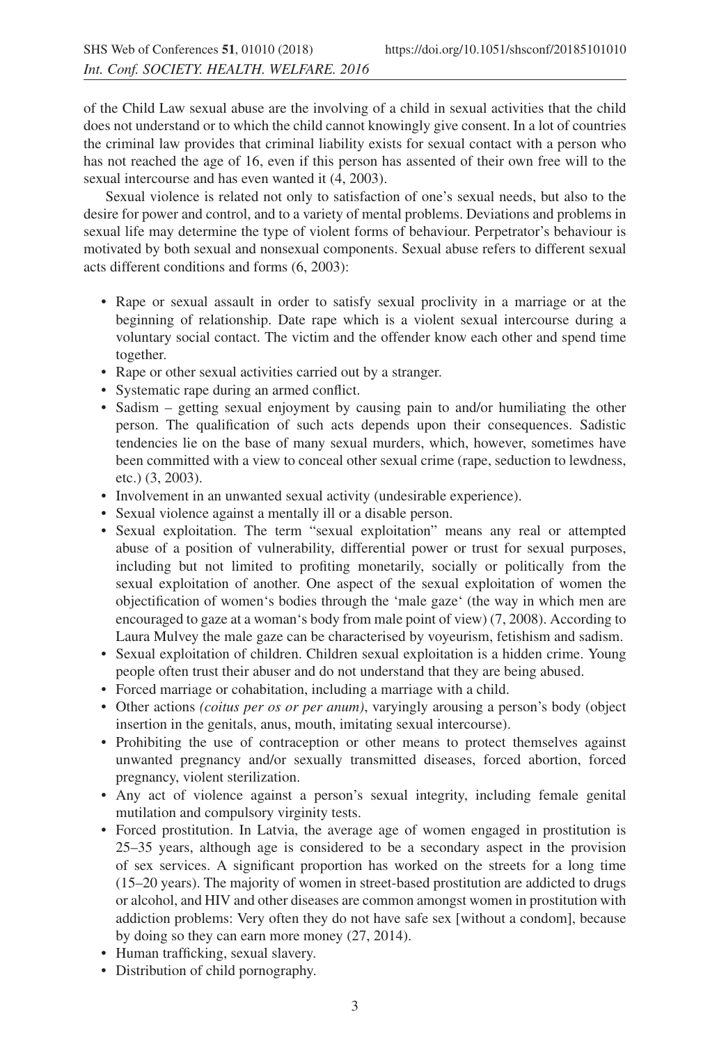of the Child Law sexual abuse are the involving of a child in sexual activities that the child does not understand or to which the child cannot knowingly give consent. In a lot of countries the criminal law provides that criminal liability exists for sexual contact with a person who has not reached the age of 16, even if this person has assented of their own free will to the sexual intercourse and has even wanted it (4, 2003).

Sexual violence is related not only to satisfaction of one's sexual needs, but also to the desire for power and control, and to a variety of mental problems. Deviations and problems in sexual life may determine the type of violent forms of behaviour. Perpetrator's behaviour is motivated by both sexual and nonsexual components. Sexual abuse refers to different sexual acts different conditions and forms (6, 2003):

- Rape or sexual assault in order to satisfy sexual proclivity in a marriage or at the beginning of relationship. Date rape which is a violent sexual intercourse during a voluntary social contact. The victim and the offender know each other and spend time together.
- Rape or other sexual activities carried out by a stranger.
- Systematic rape during an armed conflict.
- Sadism – getting sexual enjoyment by causing pain to and/or humiliating the other person. The qualification of such acts depends upon their consequences. Sadistic tendencies lie on the base of many sexual murders, which, however, sometimes have been committed with a view to conceal other sexual crime (rape, seduction to lewdness, etc.) (3, 2003).
- Involvement in an unwanted sexual activity (undesirable experience).
- Sexual violence against a mentally ill or a disable person.
- Sexual exploitation. The term "sexual exploitation" means any real or attempted abuse of a position of vulnerability, differential power or trust for sexual purposes, including but not limited to profiting monetarily, socially or politically from the sexual exploitation of another. One aspect of the sexual exploitation of women the objectification of women's bodies through the 'male gaze' (the way in which men are encouraged to gaze at a woman's body from male point of view) (7, 2008). According to Laura Mulvey the male gaze can be characterised by voyeurism, fetishism and sadism.
- Sexual exploitation of children. Children sexual exploitation is a hidden crime. Young people often trust their abuser and do not understand that they are being abused.
- Forced marriage or cohabitation, including a marriage with a child.
- Other actions *(coitus per os or per anum)*, varyingly arousing a person's body (object insertion in the genitals, anus, mouth, imitating sexual intercourse).
- Prohibiting the use of contraception or other means to protect themselves against unwanted pregnancy and/or sexually transmitted diseases, forced abortion, forced pregnancy, violent sterilization.
- Any act of violence against a person's sexual integrity, including female genital mutilation and compulsory virginity tests.
- Forced prostitution. In Latvia, the average age of women engaged in prostitution is 25–35 years, although age is considered to be a secondary aspect in the provision of sex services. A significant proportion has worked on the streets for a long time (15–20 years). The majority of women in street-based prostitution are addicted to drugs or alcohol, and HIV and other diseases are common amongst women in prostitution with addiction problems: Very often they do not have safe sex [without a condom], because by doing so they can earn more money (27, 2014).
- Human trafficking, sexual slavery.
- Distribution of child pornography.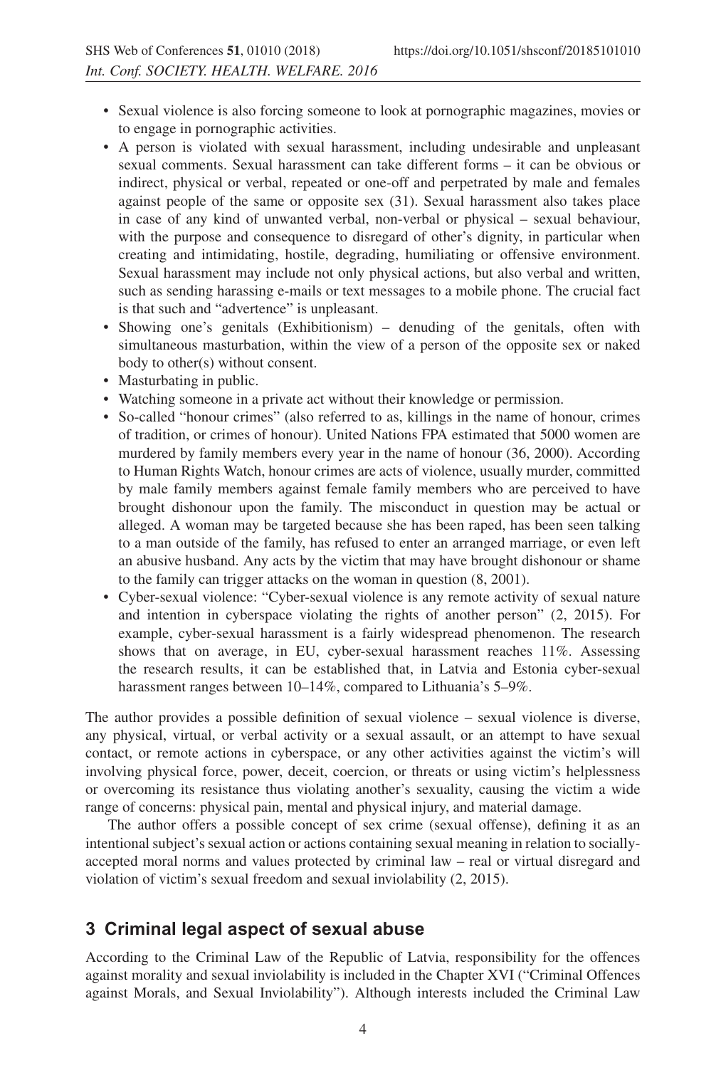- Sexual violence is also forcing someone to look at pornographic magazines, movies or to engage in pornographic activities.
- A person is violated with sexual harassment, including undesirable and unpleasant sexual comments. Sexual harassment can take different forms – it can be obvious or indirect, physical or verbal, repeated or one-off and perpetrated by male and females against people of the same or opposite sex (31). Sexual harassment also takes place in case of any kind of unwanted verbal, non-verbal or physical – sexual behaviour, with the purpose and consequence to disregard of other's dignity, in particular when creating and intimidating, hostile, degrading, humiliating or offensive environment. Sexual harassment may include not only physical actions, but also verbal and written, such as sending harassing e-mails or text messages to a mobile phone. The crucial fact is that such and "advertence" is unpleasant.
- Showing one's genitals (Exhibitionism) – denuding of the genitals, often with simultaneous masturbation, within the view of a person of the opposite sex or naked body to other(s) without consent.
- Masturbating in public.
- Watching someone in a private act without their knowledge or permission.
- So-called "honour crimes" (also referred to as, killings in the name of honour, crimes of tradition, or crimes of honour). United Nations FPA estimated that 5000 women are murdered by family members every year in the name of honour (36, 2000). According to Human Rights Watch, honour crimes are acts of violence, usually murder, committed by male family members against female family members who are perceived to have brought dishonour upon the family. The misconduct in question may be actual or alleged. A woman may be targeted because she has been raped, has been seen talking to a man outside of the family, has refused to enter an arranged marriage, or even left an abusive husband. Any acts by the victim that may have brought dishonour or shame to the family can trigger attacks on the woman in question (8, 2001).
- Cyber-sexual violence: "Cyber-sexual violence is any remote activity of sexual nature and intention in cyberspace violating the rights of another person" (2, 2015). For example, cyber-sexual harassment is a fairly widespread phenomenon. The research shows that on average, in EU, cyber-sexual harassment reaches 11%. Assessing the research results, it can be established that, in Latvia and Estonia cyber-sexual harassment ranges between 10–14%, compared to Lithuania's 5–9%.

The author provides a possible definition of sexual violence – sexual violence is diverse, any physical, virtual, or verbal activity or a sexual assault, or an attempt to have sexual contact, or remote actions in cyberspace, or any other activities against the victim's will involving physical force, power, deceit, coercion, or threats or using victim's helplessness or overcoming its resistance thus violating another's sexuality, causing the victim a wide range of concerns: physical pain, mental and physical injury, and material damage.

The author offers a possible concept of sex crime (sexual offense), defining it as an intentional subject's sexual action or actions containing sexual meaning in relation to socially-accepted moral norms and values protected by criminal law – real or virtual disregard and violation of victim's sexual freedom and sexual inviolability (2, 2015).

## 3 Criminal legal aspect of sexual abuse

According to the Criminal Law of the Republic of Latvia, responsibility for the offences against morality and sexual inviolability is included in the Chapter XVI ("Criminal Offences against Morals, and Sexual Inviolability"). Although interests included the Criminal Law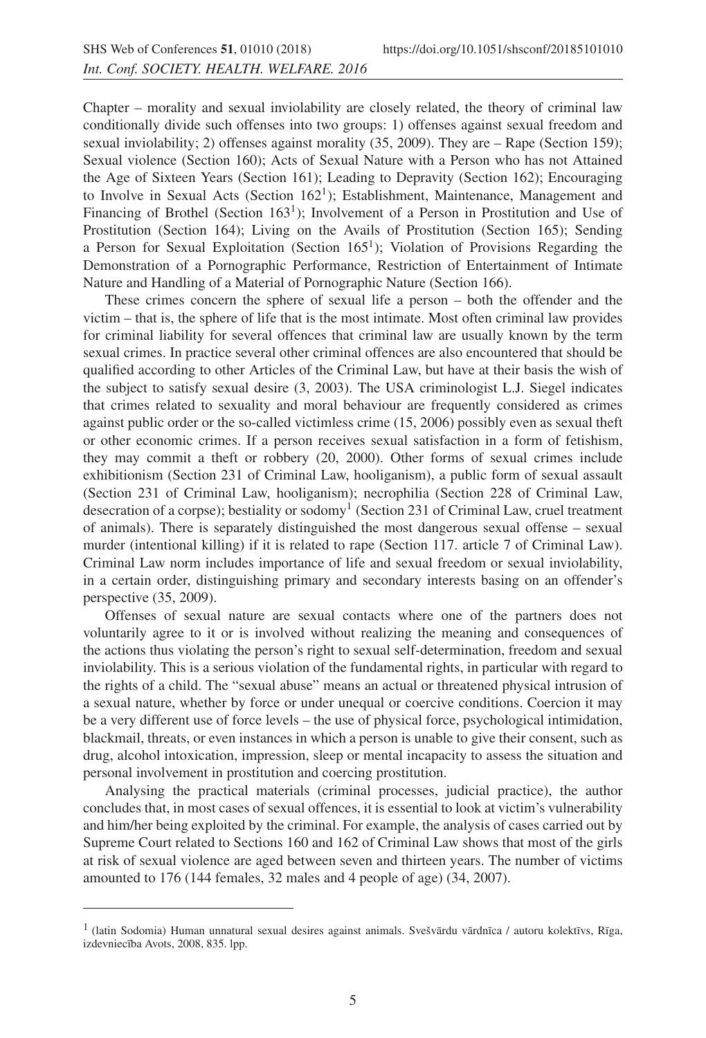Chapter – morality and sexual inviolability are closely related, the theory of criminal law conditionally divide such offenses into two groups: 1) offenses against sexual freedom and sexual inviolability; 2) offenses against morality (35, 2009). They are – Rape (Section 159); Sexual violence (Section 160); Acts of Sexual Nature with a Person who has not Attained the Age of Sixteen Years (Section 161); Leading to Depravity (Section 162); Encouraging to Involve in Sexual Acts (Section 162[1]); Establishment, Maintenance, Management and Financing of Brothel (Section 163[1]); Involvement of a Person in Prostitution and Use of Prostitution (Section 164); Living on the Avails of Prostitution (Section 165); Sending a Person for Sexual Exploitation (Section 165[1]); Violation of Provisions Regarding the Demonstration of a Pornographic Performance, Restriction of Entertainment of Intimate Nature and Handling of a Material of Pornographic Nature (Section 166).

These crimes concern the sphere of sexual life a person – both the offender and the victim – that is, the sphere of life that is the most intimate. Most often criminal law provides for criminal liability for several offences that criminal law are usually known by the term sexual crimes. In practice several other criminal offences are also encountered that should be qualified according to other Articles of the Criminal Law, but have at their basis the wish of the subject to satisfy sexual desire (3, 2003). The USA criminologist L.J. Siegel indicates that crimes related to sexuality and moral behaviour are frequently considered as crimes against public order or the so-called victimless crime (15, 2006) possibly even as sexual theft or other economic crimes. If a person receives sexual satisfaction in a form of fetishism, they may commit a theft or robbery (20, 2000). Other forms of sexual crimes include exhibitionism (Section 231 of Criminal Law, hooliganism), a public form of sexual assault (Section 231 of Criminal Law, hooliganism); necrophilia (Section 228 of Criminal Law, desecration of a corpse); bestiality or sodomy[1] (Section 231 of Criminal Law, cruel treatment of animals). There is separately distinguished the most dangerous sexual offense – sexual murder (intentional killing) if it is related to rape (Section 117. article 7 of Criminal Law). Criminal Law norm includes importance of life and sexual freedom or sexual inviolability, in a certain order, distinguishing primary and secondary interests basing on an offender's perspective (35, 2009).

Offenses of sexual nature are sexual contacts where one of the partners does not voluntarily agree to it or is involved without realizing the meaning and consequences of the actions thus violating the person's right to sexual self-determination, freedom and sexual inviolability. This is a serious violation of the fundamental rights, in particular with regard to the rights of a child. The "sexual abuse" means an actual or threatened physical intrusion of a sexual nature, whether by force or under unequal or coercive conditions. Coercion it may be a very different use of force levels – the use of physical force, psychological intimidation, blackmail, threats, or even instances in which a person is unable to give their consent, such as drug, alcohol intoxication, impression, sleep or mental incapacity to assess the situation and personal involvement in prostitution and coercing prostitution.

Analysing the practical materials (criminal processes, judicial practice), the author concludes that, in most cases of sexual offences, it is essential to look at victim's vulnerability and him/her being exploited by the criminal. For example, the analysis of cases carried out by Supreme Court related to Sections 160 and 162 of Criminal Law shows that most of the girls at risk of sexual violence are aged between seven and thirteen years. The number of victims amounted to 176 (144 females, 32 males and 4 people of age) (34, 2007).

---

[1] (latin Sodomia) Human unnatural sexual desires against animals. Svešvārdu vārdnīca / autoru kolektīvs, Rīga, izdevniecība Avots, 2008, 835. lpp.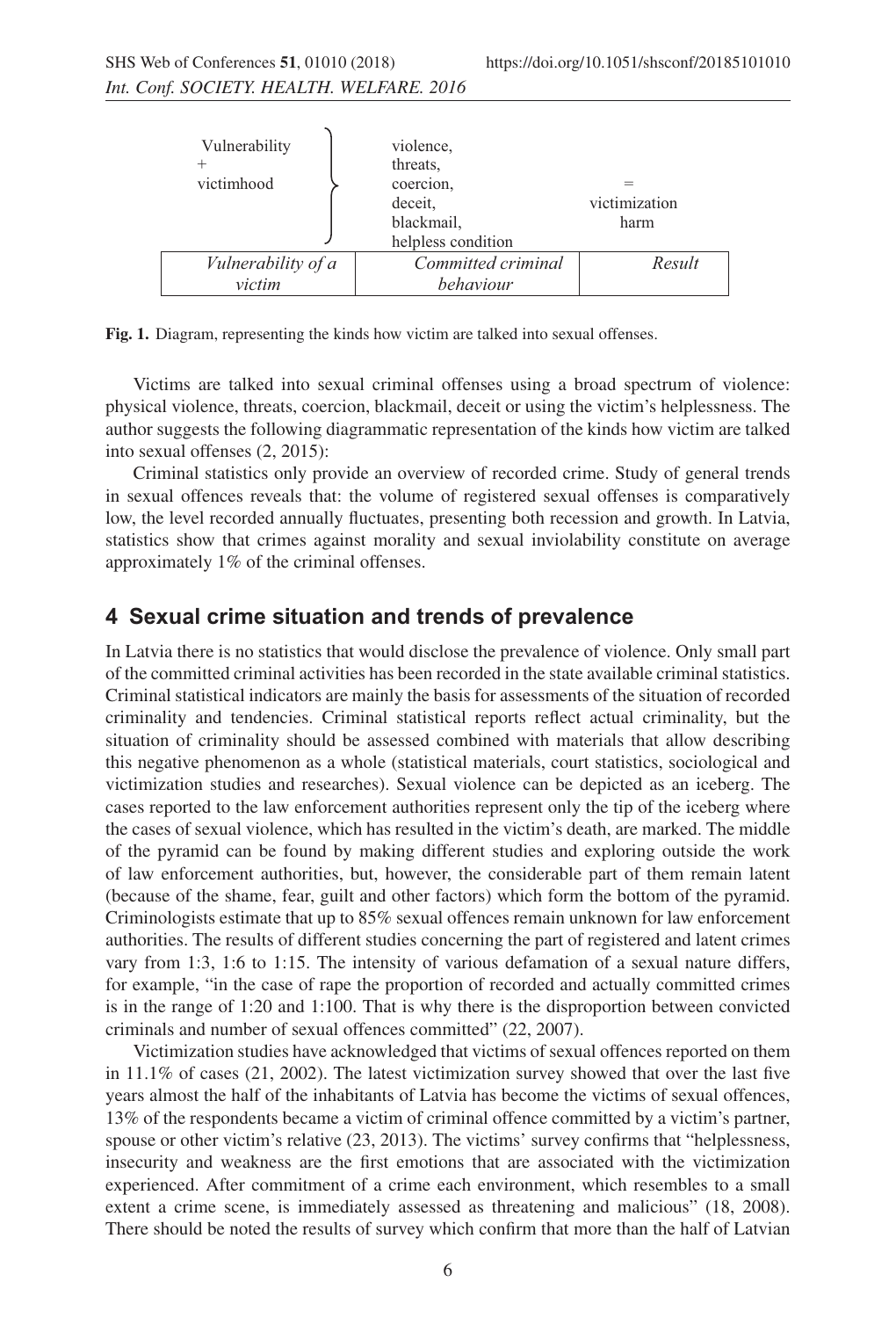| Vulnerability + victimhood | violence, threats, coercion, deceit, blackmail, helpless condition | = victimization harm |
|---|---|---|
| *Vulnerability of a victim* | *Committed criminal behaviour* | *Result* |

**Fig. 1.** Diagram, representing the kinds how victim are talked into sexual offenses.

Victims are talked into sexual criminal offenses using a broad spectrum of violence: physical violence, threats, coercion, blackmail, deceit or using the victim's helplessness. The author suggests the following diagrammatic representation of the kinds how victim are talked into sexual offenses (2, 2015):

Criminal statistics only provide an overview of recorded crime. Study of general trends in sexual offences reveals that: the volume of registered sexual offenses is comparatively low, the level recorded annually fluctuates, presenting both recession and growth. In Latvia, statistics show that crimes against morality and sexual inviolability constitute on average approximately 1% of the criminal offenses.

## 4 Sexual crime situation and trends of prevalence

In Latvia there is no statistics that would disclose the prevalence of violence. Only small part of the committed criminal activities has been recorded in the state available criminal statistics. Criminal statistical indicators are mainly the basis for assessments of the situation of recorded criminality and tendencies. Criminal statistical reports reflect actual criminality, but the situation of criminality should be assessed combined with materials that allow describing this negative phenomenon as a whole (statistical materials, court statistics, sociological and victimization studies and researches). Sexual violence can be depicted as an iceberg. The cases reported to the law enforcement authorities represent only the tip of the iceberg where the cases of sexual violence, which has resulted in the victim's death, are marked. The middle of the pyramid can be found by making different studies and exploring outside the work of law enforcement authorities, but, however, the considerable part of them remain latent (because of the shame, fear, guilt and other factors) which form the bottom of the pyramid. Criminologists estimate that up to 85% sexual offences remain unknown for law enforcement authorities. The results of different studies concerning the part of registered and latent crimes vary from 1:3, 1:6 to 1:15. The intensity of various defamation of a sexual nature differs, for example, "in the case of rape the proportion of recorded and actually committed crimes is in the range of 1:20 and 1:100. That is why there is the disproportion between convicted criminals and number of sexual offences committed" (22, 2007).

Victimization studies have acknowledged that victims of sexual offences reported on them in 11.1% of cases (21, 2002). The latest victimization survey showed that over the last five years almost the half of the inhabitants of Latvia has become the victims of sexual offences, 13% of the respondents became a victim of criminal offence committed by a victim's partner, spouse or other victim's relative (23, 2013). The victims' survey confirms that "helplessness, insecurity and weakness are the first emotions that are associated with the victimization experienced. After commitment of a crime each environment, which resembles to a small extent a crime scene, is immediately assessed as threatening and malicious" (18, 2008). There should be noted the results of survey which confirm that more than the half of Latvian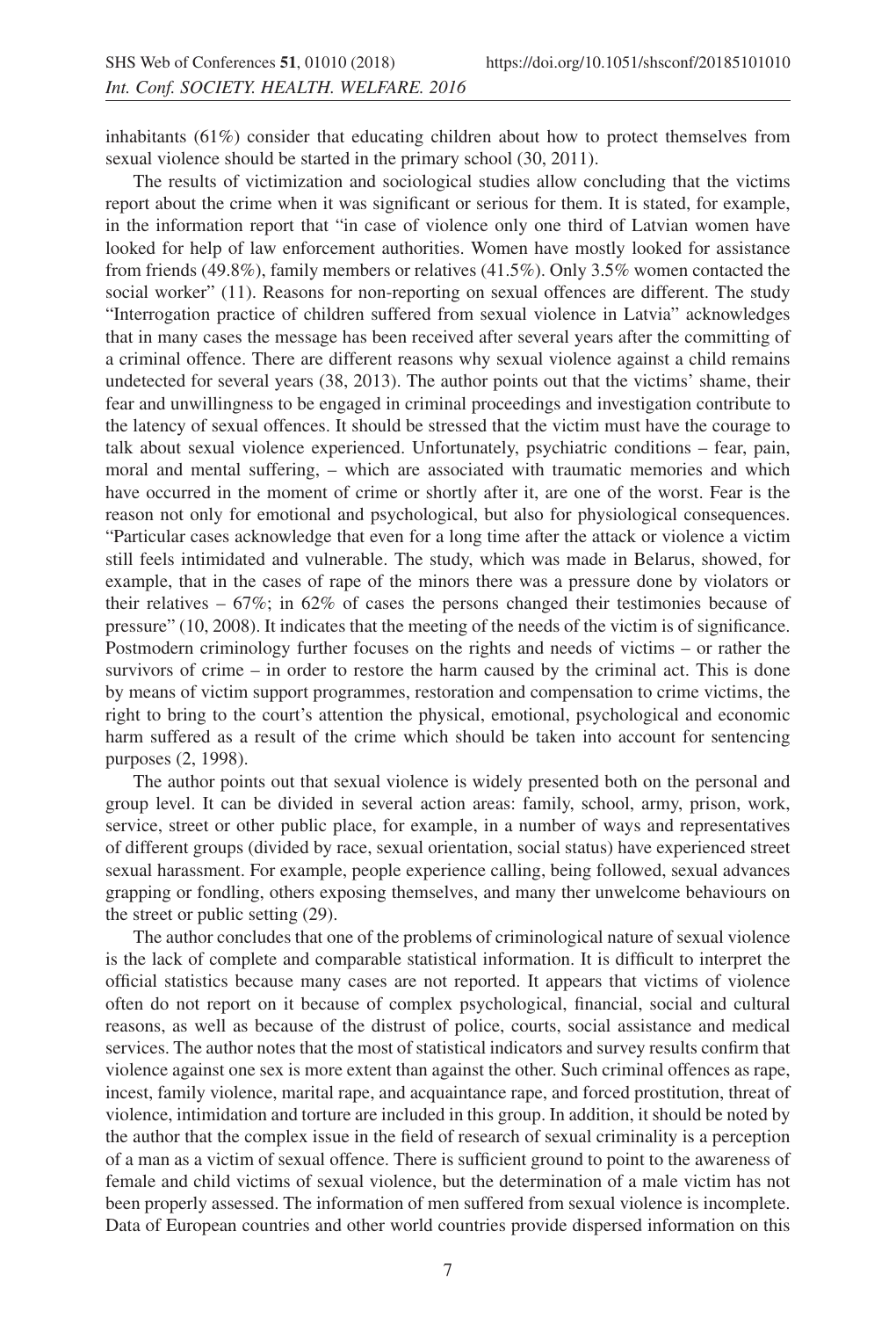inhabitants (61%) consider that educating children about how to protect themselves from sexual violence should be started in the primary school (30, 2011).

The results of victimization and sociological studies allow concluding that the victims report about the crime when it was significant or serious for them. It is stated, for example, in the information report that "in case of violence only one third of Latvian women have looked for help of law enforcement authorities. Women have mostly looked for assistance from friends (49.8%), family members or relatives (41.5%). Only 3.5% women contacted the social worker" (11). Reasons for non-reporting on sexual offences are different. The study "Interrogation practice of children suffered from sexual violence in Latvia" acknowledges that in many cases the message has been received after several years after the committing of a criminal offence. There are different reasons why sexual violence against a child remains undetected for several years (38, 2013). The author points out that the victims' shame, their fear and unwillingness to be engaged in criminal proceedings and investigation contribute to the latency of sexual offences. It should be stressed that the victim must have the courage to talk about sexual violence experienced. Unfortunately, psychiatric conditions – fear, pain, moral and mental suffering, – which are associated with traumatic memories and which have occurred in the moment of crime or shortly after it, are one of the worst. Fear is the reason not only for emotional and psychological, but also for physiological consequences. "Particular cases acknowledge that even for a long time after the attack or violence a victim still feels intimidated and vulnerable. The study, which was made in Belarus, showed, for example, that in the cases of rape of the minors there was a pressure done by violators or their relatives – 67%; in 62% of cases the persons changed their testimonies because of pressure" (10, 2008). It indicates that the meeting of the needs of the victim is of significance. Postmodern criminology further focuses on the rights and needs of victims – or rather the survivors of crime – in order to restore the harm caused by the criminal act. This is done by means of victim support programmes, restoration and compensation to crime victims, the right to bring to the court's attention the physical, emotional, psychological and economic harm suffered as a result of the crime which should be taken into account for sentencing purposes (2, 1998).

The author points out that sexual violence is widely presented both on the personal and group level. It can be divided in several action areas: family, school, army, prison, work, service, street or other public place, for example, in a number of ways and representatives of different groups (divided by race, sexual orientation, social status) have experienced street sexual harassment. For example, people experience calling, being followed, sexual advances grapping or fondling, others exposing themselves, and many ther unwelcome behaviours on the street or public setting (29).

The author concludes that one of the problems of criminological nature of sexual violence is the lack of complete and comparable statistical information. It is difficult to interpret the official statistics because many cases are not reported. It appears that victims of violence often do not report on it because of complex psychological, financial, social and cultural reasons, as well as because of the distrust of police, courts, social assistance and medical services. The author notes that the most of statistical indicators and survey results confirm that violence against one sex is more extent than against the other. Such criminal offences as rape, incest, family violence, marital rape, and acquaintance rape, and forced prostitution, threat of violence, intimidation and torture are included in this group. In addition, it should be noted by the author that the complex issue in the field of research of sexual criminality is a perception of a man as a victim of sexual offence. There is sufficient ground to point to the awareness of female and child victims of sexual violence, but the determination of a male victim has not been properly assessed. The information of men suffered from sexual violence is incomplete. Data of European countries and other world countries provide dispersed information on this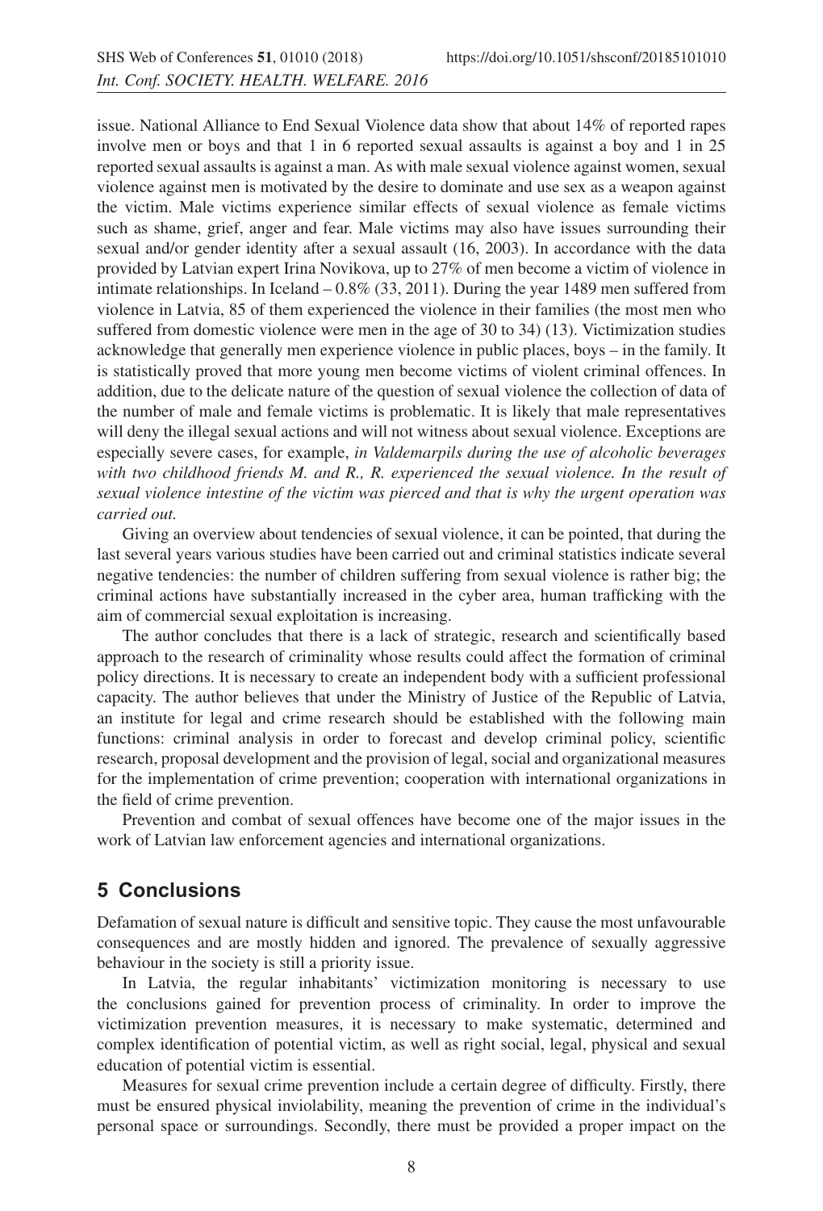issue. National Alliance to End Sexual Violence data show that about 14% of reported rapes involve men or boys and that 1 in 6 reported sexual assaults is against a boy and 1 in 25 reported sexual assaults is against a man. As with male sexual violence against women, sexual violence against men is motivated by the desire to dominate and use sex as a weapon against the victim. Male victims experience similar effects of sexual violence as female victims such as shame, grief, anger and fear. Male victims may also have issues surrounding their sexual and/or gender identity after a sexual assault (16, 2003). In accordance with the data provided by Latvian expert Irina Novikova, up to 27% of men become a victim of violence in intimate relationships. In Iceland – 0.8% (33, 2011). During the year 1489 men suffered from violence in Latvia, 85 of them experienced the violence in their families (the most men who suffered from domestic violence were men in the age of 30 to 34) (13). Victimization studies acknowledge that generally men experience violence in public places, boys – in the family. It is statistically proved that more young men become victims of violent criminal offences. In addition, due to the delicate nature of the question of sexual violence the collection of data of the number of male and female victims is problematic. It is likely that male representatives will deny the illegal sexual actions and will not witness about sexual violence. Exceptions are especially severe cases, for example, *in Valdemarpils during the use of alcoholic beverages with two childhood friends M. and R., R. experienced the sexual violence. In the result of sexual violence intestine of the victim was pierced and that is why the urgent operation was carried out.*

Giving an overview about tendencies of sexual violence, it can be pointed, that during the last several years various studies have been carried out and criminal statistics indicate several negative tendencies: the number of children suffering from sexual violence is rather big; the criminal actions have substantially increased in the cyber area, human trafficking with the aim of commercial sexual exploitation is increasing.

The author concludes that there is a lack of strategic, research and scientifically based approach to the research of criminality whose results could affect the formation of criminal policy directions. It is necessary to create an independent body with a sufficient professional capacity. The author believes that under the Ministry of Justice of the Republic of Latvia, an institute for legal and crime research should be established with the following main functions: criminal analysis in order to forecast and develop criminal policy, scientific research, proposal development and the provision of legal, social and organizational measures for the implementation of crime prevention; cooperation with international organizations in the field of crime prevention.

Prevention and combat of sexual offences have become one of the major issues in the work of Latvian law enforcement agencies and international organizations.

## 5 Conclusions

Defamation of sexual nature is difficult and sensitive topic. They cause the most unfavourable consequences and are mostly hidden and ignored. The prevalence of sexually aggressive behaviour in the society is still a priority issue.

In Latvia, the regular inhabitants' victimization monitoring is necessary to use the conclusions gained for prevention process of criminality. In order to improve the victimization prevention measures, it is necessary to make systematic, determined and complex identification of potential victim, as well as right social, legal, physical and sexual education of potential victim is essential.

Measures for sexual crime prevention include a certain degree of difficulty. Firstly, there must be ensured physical inviolability, meaning the prevention of crime in the individual's personal space or surroundings. Secondly, there must be provided a proper impact on the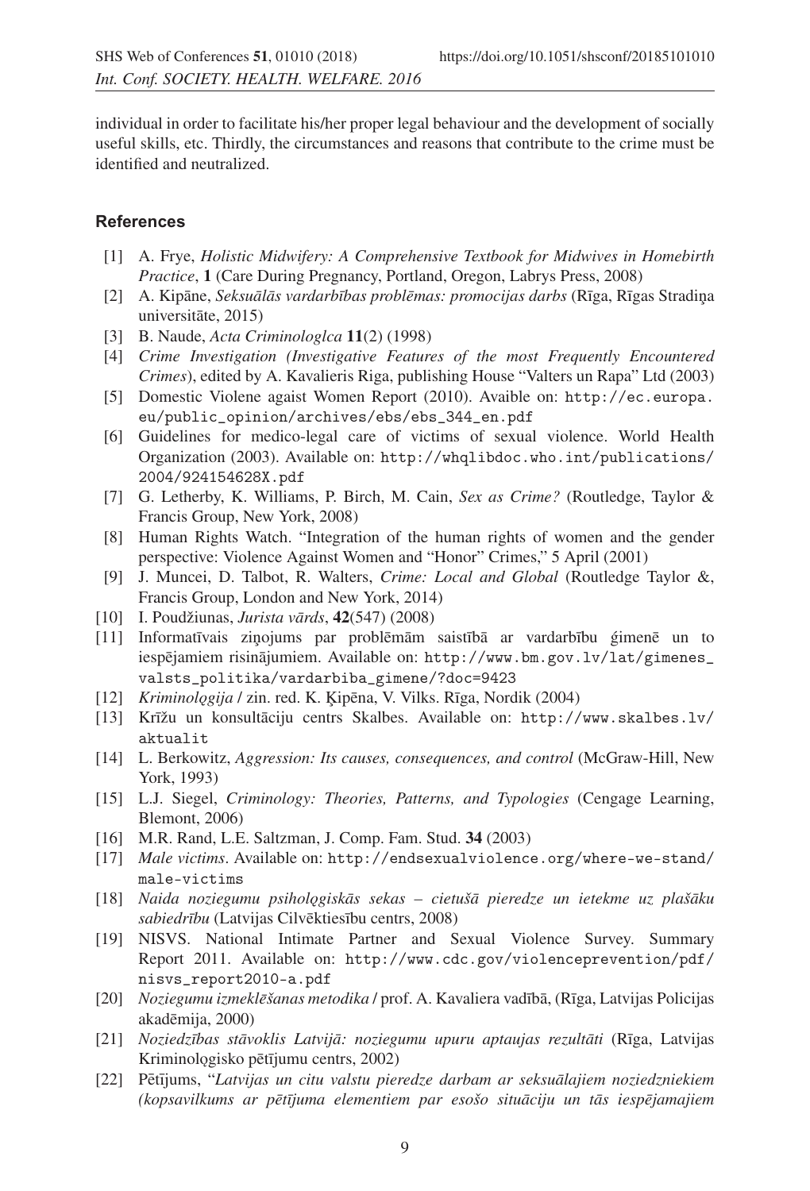individual in order to facilitate his/her proper legal behaviour and the development of socially useful skills, etc. Thirdly, the circumstances and reasons that contribute to the crime must be identified and neutralized.

## References

[1] A. Frye, *Holistic Midwifery: A Comprehensive Textbook for Midwives in Homebirth Practice*, **1** (Care During Pregnancy, Portland, Oregon, Labrys Press, 2008)

[2] A. Kipāne, *Seksuālās vardarbības problēmas: promocijas darbs* (Rīga, Rīgas Stradiņa universitāte, 2015)

[3] B. Naude, *Acta Criminologlca* **11**(2) (1998)

[4] *Crime Investigation (Investigative Features of the most Frequently Encountered Crimes)*, edited by A. Kavalieris Riga, publishing House "Valters un Rapa" Ltd (2003)

[5] Domestic Violene agaist Women Report (2010). Avaible on: http://ec.europa.eu/public_opinion/archives/ebs/ebs_344_en.pdf

[6] Guidelines for medico-legal care of victims of sexual violence. World Health Organization (2003). Available on: http://whqlibdoc.who.int/publications/2004/924154628X.pdf

[7] G. Letherby, K. Williams, P. Birch, M. Cain, *Sex as Crime?* (Routledge, Taylor & Francis Group, New York, 2008)

[8] Human Rights Watch. "Integration of the human rights of women and the gender perspective: Violence Against Women and "Honor" Crimes," 5 April (2001)

[9] J. Muncei, D. Talbot, R. Walters, *Crime: Local and Global* (Routledge Taylor &, Francis Group, London and New York, 2014)

[10] I. Poudžiunas, *Jurista vārds*, **42**(547) (2008)

[11] Informatīvais ziņojums par problēmām saistībā ar vardarbību ģimenē un to iespējamiem risinājumiem. Available on: http://www.bm.gov.lv/lat/gimenes_valsts_politika/vardarbiba_gimene/?doc=9423

[12] *Kriminoloģija* / zin. red. K. Ķipēna, V. Vilks. Rīga, Nordik (2004)

[13] Krīžu un konsultāciju centrs Skalbes. Available on: http://www.skalbes.lv/aktualit

[14] L. Berkowitz, *Aggression: Its causes, consequences, and control* (McGraw-Hill, New York, 1993)

[15] L.J. Siegel, *Criminology: Theories, Patterns, and Typologies* (Cengage Learning, Blemont, 2006)

[16] M.R. Rand, L.E. Saltzman, J. Comp. Fam. Stud. **34** (2003)

[17] *Male victims*. Available on: http://endsexualviolence.org/where-we-stand/male-victims

[18] *Naida noziegumu psiholoģiskās sekas – cietušā pieredze un ietekme uz plašāku sabiedrību* (Latvijas Cilvēktiesību centrs, 2008)

[19] NISVS. National Intimate Partner and Sexual Violence Survey. Summary Report 2011. Available on: http://www.cdc.gov/violenceprevention/pdf/nisvs_report2010-a.pdf

[20] *Noziegumu izmeklēšanas metodika* / prof. A. Kavaliera vadībā, (Rīga, Latvijas Policijas akadēmija, 2000)

[21] *Noziedzības stāvoklis Latvijā: noziegumu upuru aptaujas rezultāti* (Rīga, Latvijas Kriminoloģisko pētījumu centrs, 2002)

[22] Pētījums, "*Latvijas un citu valstu pieredze darbam ar seksuālajiem noziedzniekiem (kopsavilkums ar pētījuma elementiem par esošo situāciju un tās iespējamajiem*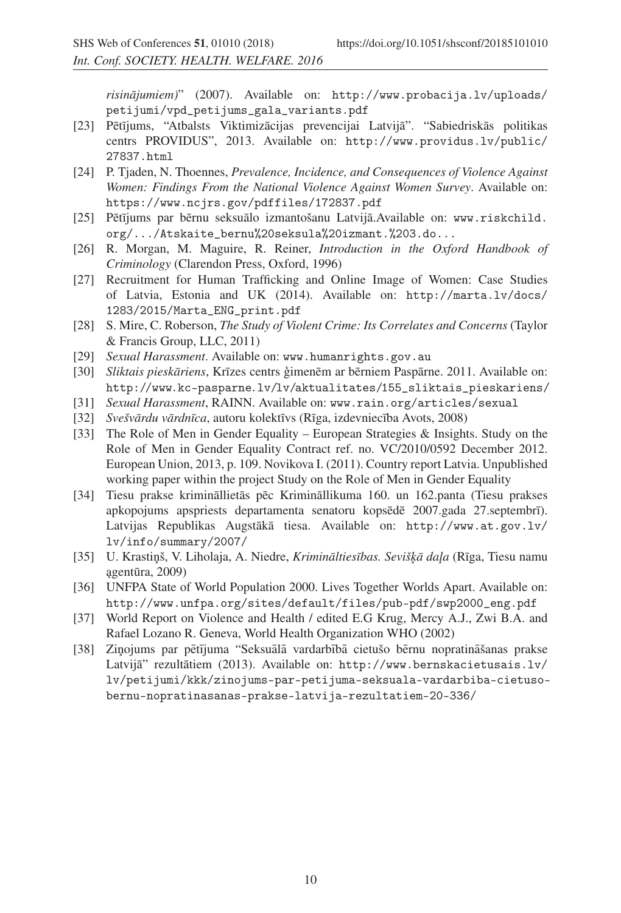*risinājumiem)*" (2007). Available on: http://www.probacija.lv/uploads/petijumi/vpd_petijums_gala_variants.pdf

[23] Pētījums, "Atbalsts Viktimizācijas prevencijai Latvijā". "Sabiedriskās politikas centrs PROVIDUS", 2013. Available on: http://www.providus.lv/public/27837.html

[24] P. Tjaden, N. Thoennes, *Prevalence, Incidence, and Consequences of Violence Against Women: Findings From the National Violence Against Women Survey*. Available on: https://www.ncjrs.gov/pdffiles/172837.pdf

[25] Pētījums par bērnu seksuālo izmantošanu Latvijā.Available on: www.riskchild.org/.../Atskaite_bernu%20seksula%20izmant.%203.do...

[26] R. Morgan, M. Maguire, R. Reiner, *Introduction in the Oxford Handbook of Criminology* (Clarendon Press, Oxford, 1996)

[27] Recruitment for Human Trafficking and Online Image of Women: Case Studies of Latvia, Estonia and UK (2014). Available on: http://marta.lv/docs/1283/2015/Marta_ENG_print.pdf

[28] S. Mire, C. Roberson, *The Study of Violent Crime: Its Correlates and Concerns* (Taylor & Francis Group, LLC, 2011)

[29] *Sexual Harassment*. Available on: www.humanrights.gov.au

[30] *Sliktais pieskāriens*, Krīzes centrs ģimenēm ar bērniem Paspārne. 2011. Available on: http://www.kc-pasparne.lv/lv/aktualitates/155_sliktais_pieskariens/

[31] *Sexual Harassment*, RAINN. Available on: www.rain.org/articles/sexual

[32] *Svešvārdu vārdnīca*, autoru kolektīvs (Rīga, izdevniecība Avots, 2008)

[33] The Role of Men in Gender Equality – European Strategies & Insights. Study on the Role of Men in Gender Equality Contract ref. no. VC/2010/0592 December 2012. European Union, 2013, p. 109. Novikova I. (2011). Country report Latvia. Unpublished working paper within the project Study on the Role of Men in Gender Equality

[34] Tiesu prakse krimināllietās pēc Krimināllikuma 160. un 162.panta (Tiesu prakses apkopojums apspriests departamenta senatoru kopsēdē 2007.gada 27.septembrī). Latvijas Republikas Augstākā tiesa. Available on: http://www.at.gov.lv/lv/info/summary/2007/

[35] U. Krastiņš, V. Liholaja, A. Niedre, *Krimināltiesības. Sevišķā daļa* (Rīga, Tiesu namu aģentūra, 2009)

[36] UNFPA State of World Population 2000. Lives Together Worlds Apart. Available on: http://www.unfpa.org/sites/default/files/pub-pdf/swp2000_eng.pdf

[37] World Report on Violence and Health / edited E.G Krug, Mercy A.J., Zwi B.A. and Rafael Lozano R. Geneva, World Health Organization WHO (2002)

[38] Ziņojums par pētījuma "Seksuālā vardarbībā cietušo bērnu nopratināšanas prakse Latvijā" rezultātiem (2013). Available on: http://www.bernskacietusais.lv/lv/petijumi/kkk/zinojums-par-petijuma-seksuala-vardarbiba-cietuso-bernu-nopratinasanas-prakse-latvija-rezultatiem-20-336/